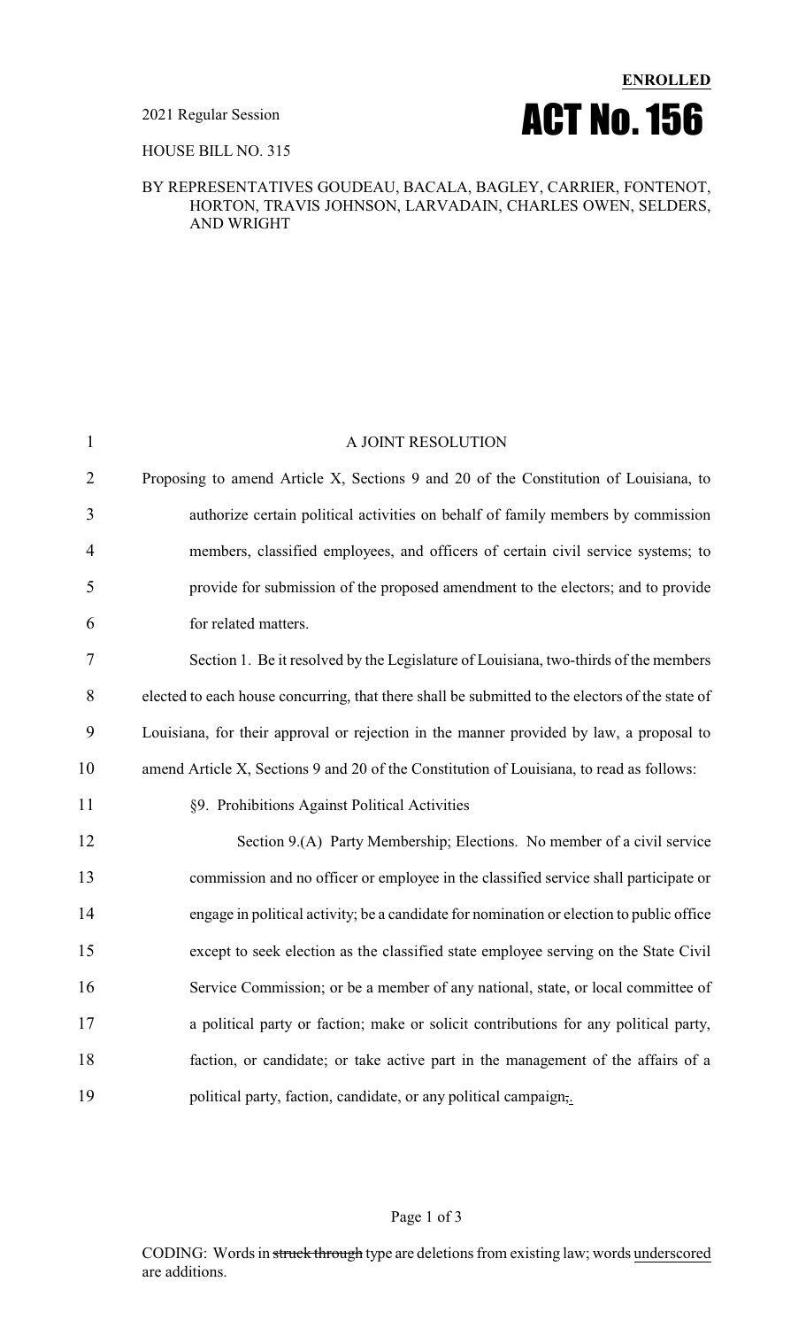**ENROLLED**

2021 Regular Session

# ACT No. 156

HOUSE BILL NO. 315

BY REPRESENTATIVES GOUDEAU, BACALA, BAGLEY, CARRIER, FONTENOT, HORTON, TRAVIS JOHNSON, LARVADAIN, CHARLES OWEN, SELDERS, AND WRIGHT

A JOINT RESOLUTION

Proposing to amend Article X, Sections 9 and 20 of the Constitution of Louisiana, to authorize certain political activities on behalf of family members by commission members, classified employees, and officers of certain civil service systems; to provide for submission of the proposed amendment to the electors; and to provide for related matters.

Section 1. Be it resolved by the Legislature of Louisiana, two-thirds of the members elected to each house concurring, that there shall be submitted to the electors of the state of Louisiana, for their approval or rejection in the manner provided by law, a proposal to amend Article X, Sections 9 and 20 of the Constitution of Louisiana, to read as follows:

§9. Prohibitions Against Political Activities

Section 9.(A) Party Membership; Elections. No member of a civil service commission and no officer or employee in the classified service shall participate or engage in political activity; be a candidate for nomination or election to public office except to seek election as the classified state employee serving on the State Civil Service Commission; or be a member of any national, state, or local committee of a political party or faction; make or solicit contributions for any political party, faction, or candidate; or take active part in the management of the affairs of a political party, faction, candidate, or any political campaign~~,~~.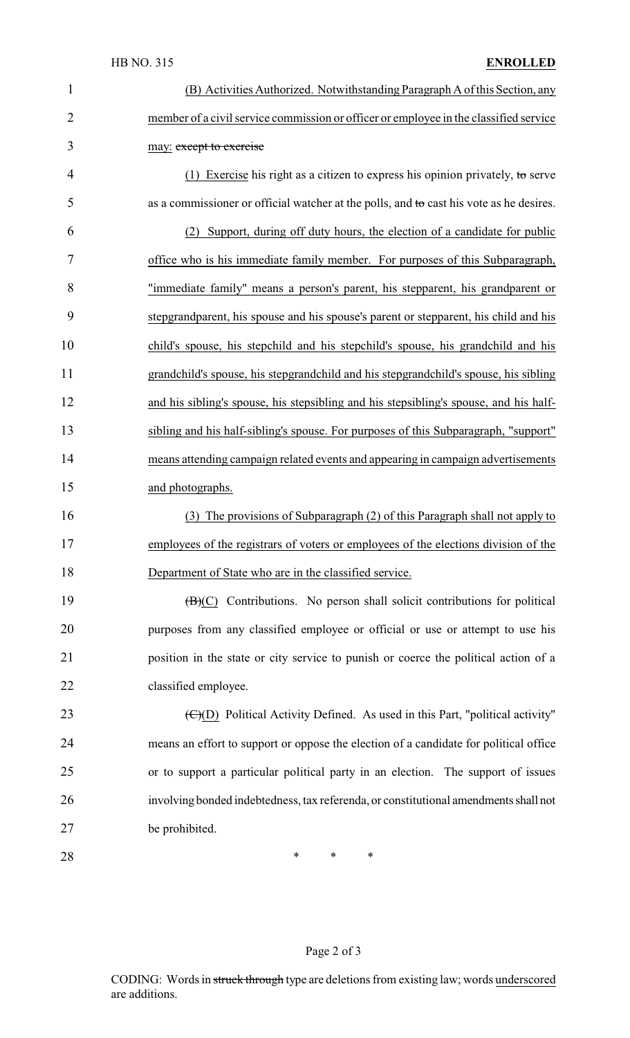(B) Activities Authorized. Notwithstanding Paragraph A of this Section, any member of a civil service commission or officer or employee in the classified service may: ~~except to exercise~~

(1) Exercise his right as a citizen to express his opinion privately, ~~to~~ serve as a commissioner or official watcher at the polls, and ~~to~~ cast his vote as he desires.

(2) Support, during off duty hours, the election of a candidate for public office who is his immediate family member. For purposes of this Subparagraph, "immediate family" means a person's parent, his stepparent, his grandparent or stepgrandparent, his spouse and his spouse's parent or stepparent, his child and his child's spouse, his stepchild and his stepchild's spouse, his grandchild and his grandchild's spouse, his stepgrandchild and his stepgrandchild's spouse, his sibling and his sibling's spouse, his stepsibling and his stepsibling's spouse, and his half-sibling and his half-sibling's spouse. For purposes of this Subparagraph, "support" means attending campaign related events and appearing in campaign advertisements and photographs.

(3) The provisions of Subparagraph (2) of this Paragraph shall not apply to employees of the registrars of voters or employees of the elections division of the Department of State who are in the classified service.

~~(B)~~(C) Contributions. No person shall solicit contributions for political purposes from any classified employee or official or use or attempt to use his position in the state or city service to punish or coerce the political action of a classified employee.

~~(C)~~(D) Political Activity Defined. As used in this Part, "political activity" means an effort to support or oppose the election of a candidate for political office or to support a particular political party in an election. The support of issues involving bonded indebtedness, tax referenda, or constitutional amendments shall not be prohibited.

\* \* \*

CODING: Words in ~~struck through~~ type are deletions from existing law; words underscored are additions.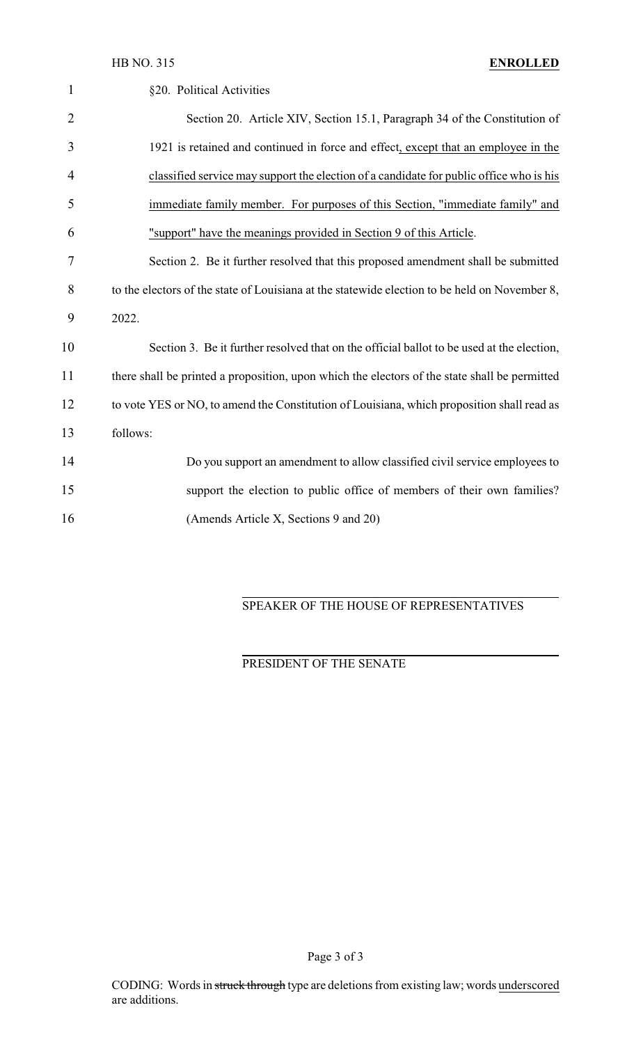§20. Political Activities

Section 20. Article XIV, Section 15.1, Paragraph 34 of the Constitution of 1921 is retained and continued in force and effect, except that an employee in the classified service may support the election of a candidate for public office who is his immediate family member. For purposes of this Section, "immediate family" and "support" have the meanings provided in Section 9 of this Article.

Section 2. Be it further resolved that this proposed amendment shall be submitted to the electors of the state of Louisiana at the statewide election to be held on November 8, 2022.

Section 3. Be it further resolved that on the official ballot to be used at the election, there shall be printed a proposition, upon which the electors of the state shall be permitted to vote YES or NO, to amend the Constitution of Louisiana, which proposition shall read as follows:

> Do you support an amendment to allow classified civil service employees to support the election to public office of members of their own families? (Amends Article X, Sections 9 and 20)

SPEAKER OF THE HOUSE OF REPRESENTATIVES

PRESIDENT OF THE SENATE

CODING: Words in ~~struck through~~ type are deletions from existing law; words underscored are additions.